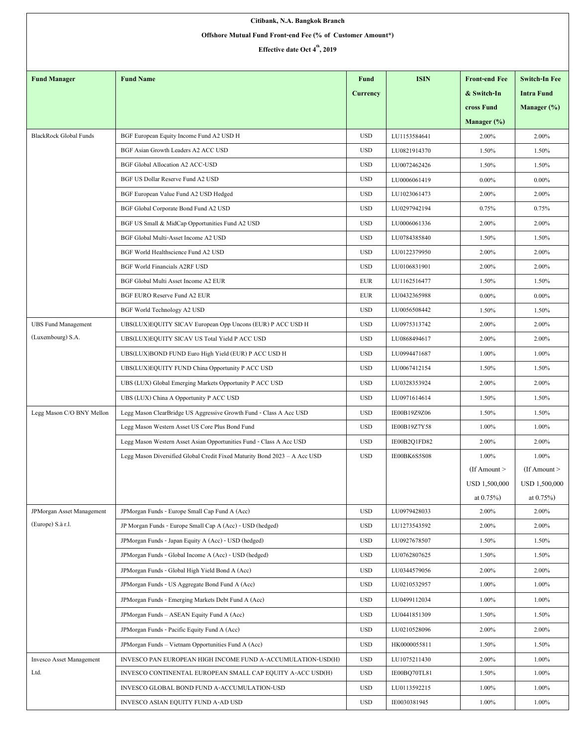**Citibank, N.A. Bangkok Branch**

**Offshore Mutual Fund Front-end Fee (% of Customer Amount*)**

**Effective date Oct 4th, 2019**

| Fund Manager | Fund Name | Fund Currency | ISIN | Front-end Fee & Switch-In cross Fund Manager (%) | Switch-In Fee Intra Fund Manager (%) |
|---|---|---|---|---|---|
| BlackRock Global Funds | BGF European Equity Income Fund A2 USD H | USD | LU1153584641 | 2.00% | 2.00% |
| | BGF Asian Growth Leaders A2 ACC USD | USD | LU0821914370 | 1.50% | 1.50% |
| | BGF Global Allocation A2 ACC-USD | USD | LU0072462426 | 1.50% | 1.50% |
| | BGF US Dollar Reserve Fund A2 USD | USD | LU0006061419 | 0.00% | 0.00% |
| | BGF European Value Fund A2 USD Hedged | USD | LU1023061473 | 2.00% | 2.00% |
| | BGF Global Corporate Bond Fund A2 USD | USD | LU0297942194 | 0.75% | 0.75% |
| | BGF US Small & MidCap Opportunities Fund A2 USD | USD | LU0006061336 | 2.00% | 2.00% |
| | BGF Global Multi-Asset Income A2 USD | USD | LU0784385840 | 1.50% | 1.50% |
| | BGF World Healthscience Fund A2 USD | USD | LU0122379950 | 2.00% | 2.00% |
| | BGF World Financials A2RF USD | USD | LU0106831901 | 2.00% | 2.00% |
| | BGF Global Multi Asset Income A2 EUR | EUR | LU1162516477 | 1.50% | 1.50% |
| | BGF EURO Reserve Fund A2 EUR | EUR | LU0432365988 | 0.00% | 0.00% |
| | BGF World Technology A2 USD | USD | LU0056508442 | 1.50% | 1.50% |
| UBS Fund Management (Luxembourg) S.A. | UBS(LUX)EQUITY SICAV European Opp Uncons (EUR) P ACC USD H | USD | LU0975313742 | 2.00% | 2.00% |
| | UBS(LUX)EQUITY SICAV US Total Yield P ACC USD | USD | LU0868494617 | 2.00% | 2.00% |
| | UBS(LUX)BOND FUND Euro High Yield (EUR) P ACC USD H | USD | LU0994471687 | 1.00% | 1.00% |
| | UBS(LUX)EQUITY FUND China Opportunity P ACC USD | USD | LU0067412154 | 1.50% | 1.50% |
| | UBS (LUX) Global Emerging Markets Opportunity P ACC USD | USD | LU0328353924 | 2.00% | 2.00% |
| | UBS (LUX) China A Opportunity P ACC USD | USD | LU0971614614 | 1.50% | 1.50% |
| Legg Mason C/O BNY Mellon | Legg Mason ClearBridge US Aggressive Growth Fund - Class A Acc USD | USD | IE00B19Z9Z06 | 1.50% | 1.50% |
| | Legg Mason Western Asset US Core Plus Bond Fund | USD | IE00B19Z7Y58 | 1.00% | 1.00% |
| | Legg Mason Western Asset Asian Opportunities Fund - Class A Acc USD | USD | IE00B2Q1FD82 | 2.00% | 2.00% |
| | Legg Mason Diversified Global Credit Fixed Maturity Bond 2023 – A Acc USD | USD | IE00BK6S5S08 | 1.00% (If Amount > USD 1,500,000 at 0.75%) | 1.00% (If Amount > USD 1,500,000 at 0.75%) |
| JPMorgan Asset Management (Europe) S.à r.l. | JPMorgan Funds - Europe Small Cap Fund A (Acc) | USD | LU0979428033 | 2.00% | 2.00% |
| | JP Morgan Funds - Europe Small Cap A (Acc) - USD (hedged) | USD | LU1273543592 | 2.00% | 2.00% |
| | JPMorgan Funds - Japan Equity A (Acc) - USD (hedged) | USD | LU0927678507 | 1.50% | 1.50% |
| | JPMorgan Funds - Global Income A (Acc) - USD (hedged) | USD | LU0762807625 | 1.50% | 1.50% |
| | JPMorgan Funds - Global High Yield Bond A (Acc) | USD | LU0344579056 | 2.00% | 2.00% |
| | JPMorgan Funds - US Aggregate Bond Fund A (Acc) | USD | LU0210532957 | 1.00% | 1.00% |
| | JPMorgan Funds - Emerging Markets Debt Fund A (Acc) | USD | LU0499112034 | 1.00% | 1.00% |
| | JPMorgan Funds – ASEAN Equity Fund A (Acc) | USD | LU0441851309 | 1.50% | 1.50% |
| | JPMorgan Funds - Pacific Equity Fund A (Acc) | USD | LU0210528096 | 2.00% | 2.00% |
| | JPMorgan Funds – Vietnam Opportunities Fund A (Acc) | USD | HK0000055811 | 1.50% | 1.50% |
| Invesco Asset Management Ltd. | INVESCO PAN EUROPEAN HIGH INCOME FUND A-ACCUMULATION-USD(H) | USD | LU1075211430 | 2.00% | 1.00% |
| | INVESCO CONTINENTAL EUROPEAN SMALL CAP EQUITY A-ACC USD(H) | USD | IE00BQ70TL81 | 1.50% | 1.00% |
| | INVESCO GLOBAL BOND FUND A-ACCUMULATION-USD | USD | LU0113592215 | 1.00% | 1.00% |
| | INVESCO ASIAN EQUITY FUND A-AD USD | USD | IE0030381945 | 1.00% | 1.00% |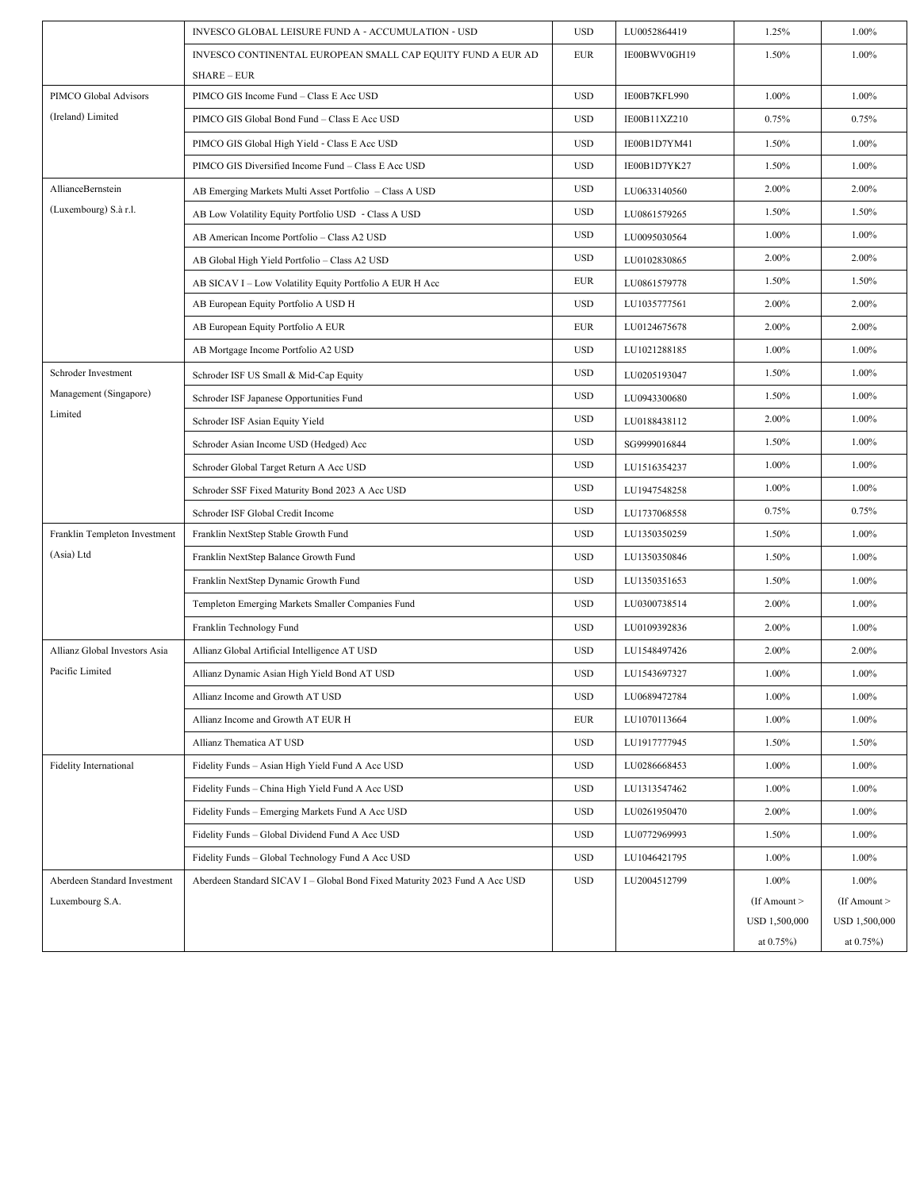| | | | | | |
|---|---|---|---|---|---|
| | INVESCO GLOBAL LEISURE FUND A - ACCUMULATION - USD | USD | LU0052864419 | 1.25% | 1.00% |
| | INVESCO CONTINENTAL EUROPEAN SMALL CAP EQUITY FUND A EUR AD SHARE – EUR | EUR | IE00BWV0GH19 | 1.50% | 1.00% |
| PIMCO Global Advisors (Ireland) Limited | PIMCO GIS Income Fund – Class E Acc USD | USD | IE00B7KFL990 | 1.00% | 1.00% |
| | PIMCO GIS Global Bond Fund – Class E Acc USD | USD | IE00B11XZ210 | 0.75% | 0.75% |
| | PIMCO GIS Global High Yield - Class E Acc USD | USD | IE00B1D7YM41 | 1.50% | 1.00% |
| | PIMCO GIS Diversified Income Fund – Class E Acc USD | USD | IE00B1D7YK27 | 1.50% | 1.00% |
| AllianceBernstein (Luxembourg) S.à r.l. | AB Emerging Markets Multi Asset Portfolio – Class A USD | USD | LU0633140560 | 2.00% | 2.00% |
| | AB Low Volatility Equity Portfolio USD - Class A USD | USD | LU0861579265 | 1.50% | 1.50% |
| | AB American Income Portfolio – Class A2 USD | USD | LU0095030564 | 1.00% | 1.00% |
| | AB Global High Yield Portfolio – Class A2 USD | USD | LU0102830865 | 2.00% | 2.00% |
| | AB SICAV I – Low Volatility Equity Portfolio A EUR H Acc | EUR | LU0861579778 | 1.50% | 1.50% |
| | AB European Equity Portfolio A USD H | USD | LU1035777561 | 2.00% | 2.00% |
| | AB European Equity Portfolio A EUR | EUR | LU0124675678 | 2.00% | 2.00% |
| | AB Mortgage Income Portfolio A2 USD | USD | LU1021288185 | 1.00% | 1.00% |
| Schroder Investment Management (Singapore) Limited | Schroder ISF US Small & Mid-Cap Equity | USD | LU0205193047 | 1.50% | 1.00% |
| | Schroder ISF Japanese Opportunities Fund | USD | LU0943300680 | 1.50% | 1.00% |
| | Schroder ISF Asian Equity Yield | USD | LU0188438112 | 2.00% | 1.00% |
| | Schroder Asian Income USD (Hedged) Acc | USD | SG9999016844 | 1.50% | 1.00% |
| | Schroder Global Target Return A Acc USD | USD | LU1516354237 | 1.00% | 1.00% |
| | Schroder SSF Fixed Maturity Bond 2023 A Acc USD | USD | LU1947548258 | 1.00% | 1.00% |
| | Schroder ISF Global Credit Income | USD | LU1737068558 | 0.75% | 0.75% |
| Franklin Templeton Investment (Asia) Ltd | Franklin NextStep Stable Growth Fund | USD | LU1350350259 | 1.50% | 1.00% |
| | Franklin NextStep Balance Growth Fund | USD | LU1350350846 | 1.50% | 1.00% |
| | Franklin NextStep Dynamic Growth Fund | USD | LU1350351653 | 1.50% | 1.00% |
| | Templeton Emerging Markets Smaller Companies Fund | USD | LU0300738514 | 2.00% | 1.00% |
| | Franklin Technology Fund | USD | LU0109392836 | 2.00% | 1.00% |
| Allianz Global Investors Asia Pacific Limited | Allianz Global Artificial Intelligence AT USD | USD | LU1548497426 | 2.00% | 2.00% |
| | Allianz Dynamic Asian High Yield Bond AT USD | USD | LU1543697327 | 1.00% | 1.00% |
| | Allianz Income and Growth AT USD | USD | LU0689472784 | 1.00% | 1.00% |
| | Allianz Income and Growth AT EUR H | EUR | LU1070113664 | 1.00% | 1.00% |
| | Allianz Thematica AT USD | USD | LU1917777945 | 1.50% | 1.50% |
| Fidelity International | Fidelity Funds – Asian High Yield Fund A Acc USD | USD | LU0286668453 | 1.00% | 1.00% |
| | Fidelity Funds – China High Yield Fund A Acc USD | USD | LU1313547462 | 1.00% | 1.00% |
| | Fidelity Funds – Emerging Markets Fund A Acc USD | USD | LU0261950470 | 2.00% | 1.00% |
| | Fidelity Funds – Global Dividend Fund A Acc USD | USD | LU0772969993 | 1.50% | 1.00% |
| | Fidelity Funds – Global Technology Fund A Acc USD | USD | LU1046421795 | 1.00% | 1.00% |
| Aberdeen Standard Investment Luxembourg S.A. | Aberdeen Standard SICAV I – Global Bond Fixed Maturity 2023 Fund A Acc USD | USD | LU2004512799 | 1.00% (If Amount > USD 1,500,000 at 0.75%) | 1.00% (If Amount > USD 1,500,000 at 0.75%) |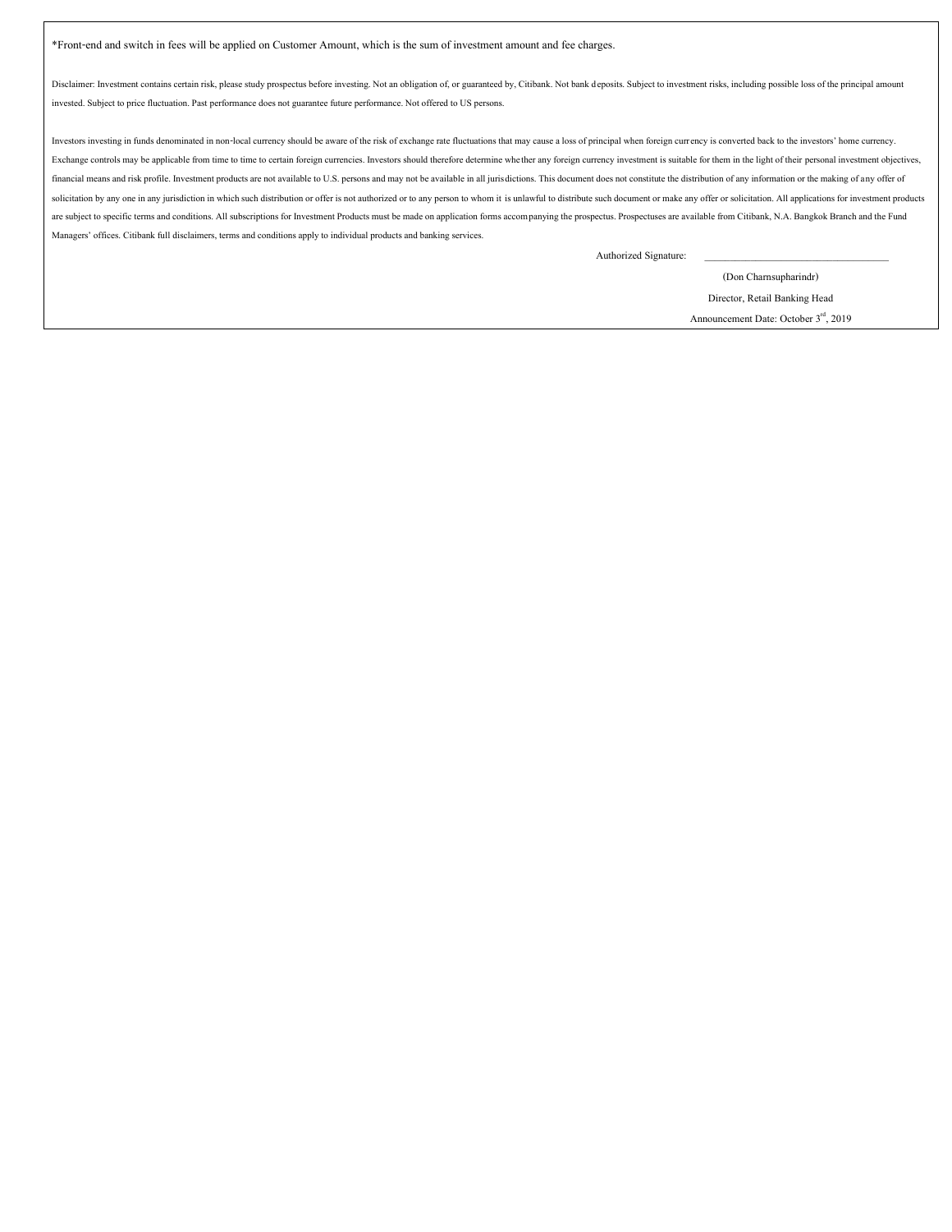*Front-end and switch in fees will be applied on Customer Amount, which is the sum of investment amount and fee charges.

Disclaimer: Investment contains certain risk, please study prospectus before investing. Not an obligation of, or guaranteed by, Citibank. Not bank deposits. Subject to investment risks, including possible loss of the principal amount invested. Subject to price fluctuation. Past performance does not guarantee future performance. Not offered to US persons.

Investors investing in funds denominated in non-local currency should be aware of the risk of exchange rate fluctuations that may cause a loss of principal when foreign currency is converted back to the investors' home currency. Exchange controls may be applicable from time to time to certain foreign currencies. Investors should therefore determine whether any foreign currency investment is suitable for them in the light of their personal investment objectives, financial means and risk profile. Investment products are not available to U.S. persons and may not be available in all jurisdictions. This document does not constitute the distribution of any information or the making of any offer of solicitation by any one in any jurisdiction in which such distribution or offer is not authorized or to any person to whom it is unlawful to distribute such document or make any offer or solicitation. All applications for investment products are subject to specific terms and conditions. All subscriptions for Investment Products must be made on application forms accompanying the prospectus. Prospectuses are available from Citibank, N.A. Bangkok Branch and the Fund Managers' offices. Citibank full disclaimers, terms and conditions apply to individual products and banking services.

Authorized Signature: ___________________________________

(Don Charnsupharindr)

Director, Retail Banking Head

Announcement Date: October 3rd, 2019